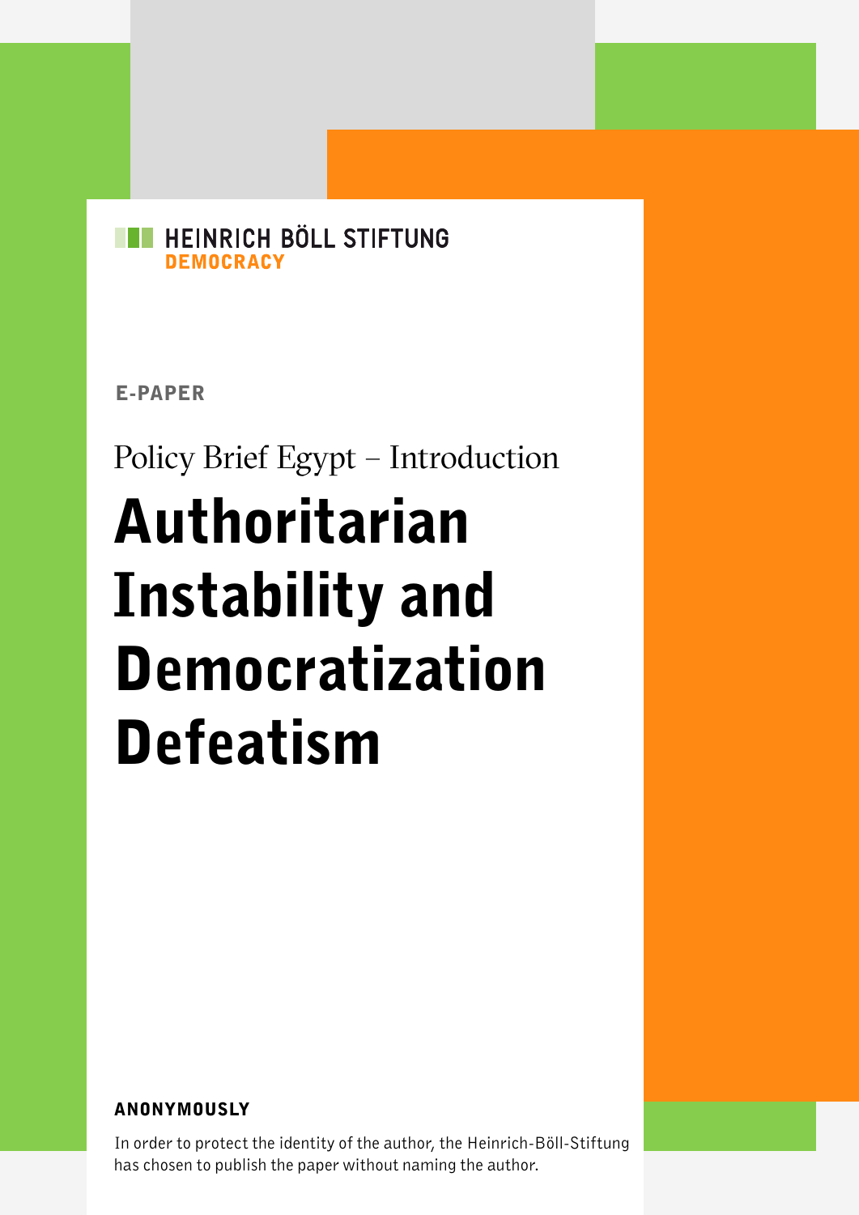HEINRICH BÖLL STIFTUNG
DEMOCRACY

E-PAPER

Policy Brief Egypt – Introduction

# Authoritarian Instability and Democratization Defeatism

**ANONYMOUSLY**

In order to protect the identity of the author, the Heinrich-Böll-Stiftung has chosen to publish the paper without naming the author.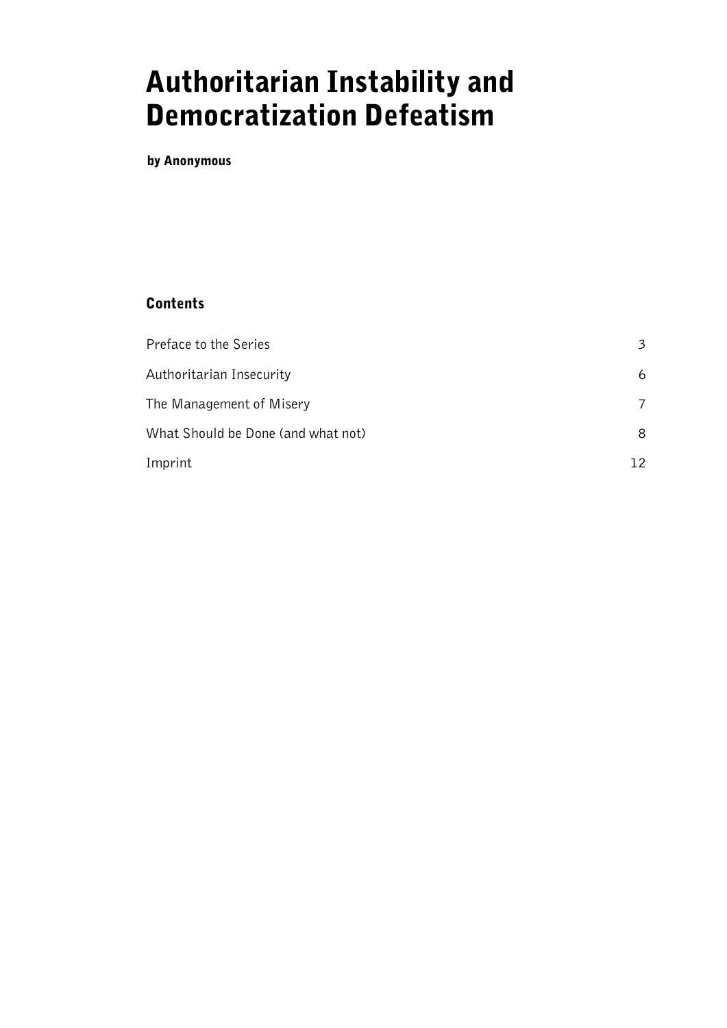# Authoritarian Instability and Democratization Defeatism

**by Anonymous**

## Contents

| | |
|---|---|
| Preface to the Series | 3 |
| Authoritarian Insecurity | 6 |
| The Management of Misery | 7 |
| What Should be Done (and what not) | 8 |
| Imprint | 12 |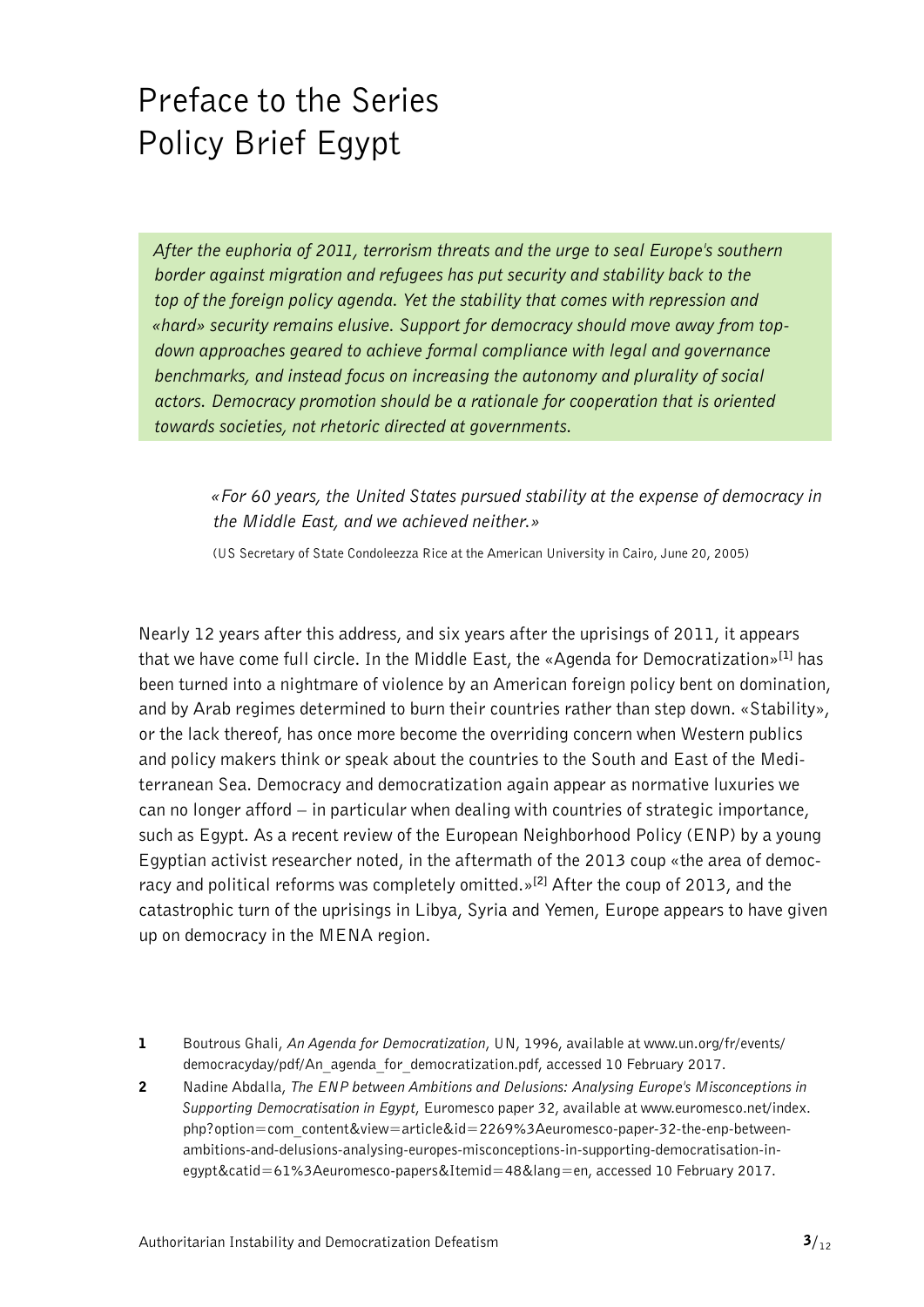# Preface to the Series Policy Brief Egypt

*After the euphoria of 2011, terrorism threats and the urge to seal Europe's southern border against migration and refugees has put security and stability back to the top of the foreign policy agenda. Yet the stability that comes with repression and «hard» security remains elusive. Support for democracy should move away from top-down approaches geared to achieve formal compliance with legal and governance benchmarks, and instead focus on increasing the autonomy and plurality of social actors. Democracy promotion should be a rationale for cooperation that is oriented towards societies, not rhetoric directed at governments.*

> *«For 60 years, the United States pursued stability at the expense of democracy in the Middle East, and we achieved neither.»*
>
> (US Secretary of State Condoleezza Rice at the American University in Cairo, June 20, 2005)

Nearly 12 years after this address, and six years after the uprisings of 2011, it appears that we have come full circle. In the Middle East, the «Agenda for Democratization»[1] has been turned into a nightmare of violence by an American foreign policy bent on domination, and by Arab regimes determined to burn their countries rather than step down. «Stability», or the lack thereof, has once more become the overriding concern when Western publics and policy makers think or speak about the countries to the South and East of the Mediterranean Sea. Democracy and democratization again appear as normative luxuries we can no longer afford – in particular when dealing with countries of strategic importance, such as Egypt. As a recent review of the European Neighborhood Policy (ENP) by a young Egyptian activist researcher noted, in the aftermath of the 2013 coup «the area of democracy and political reforms was completely omitted.»[2] After the coup of 2013, and the catastrophic turn of the uprisings in Libya, Syria and Yemen, Europe appears to have given up on democracy in the MENA region.

**1** Boutrous Ghali, *An Agenda for Democratization*, UN, 1996, available at www.un.org/fr/events/democracyday/pdf/An_agenda_for_democratization.pdf, accessed 10 February 2017.

**2** Nadine Abdalla, *The ENP between Ambitions and Delusions: Analysing Europe's Misconceptions in Supporting Democratisation in Egypt*, Euromesco paper 32, available at www.euromesco.net/index.php?option=com_content&view=article&id=2269%3Aeuromesco-paper-32-the-enp-between-ambitions-and-delusions-analysing-europes-misconceptions-in-supporting-democratisation-in-egypt&catid=61%3Aeuromesco-papers&Itemid=48&lang=en, accessed 10 February 2017.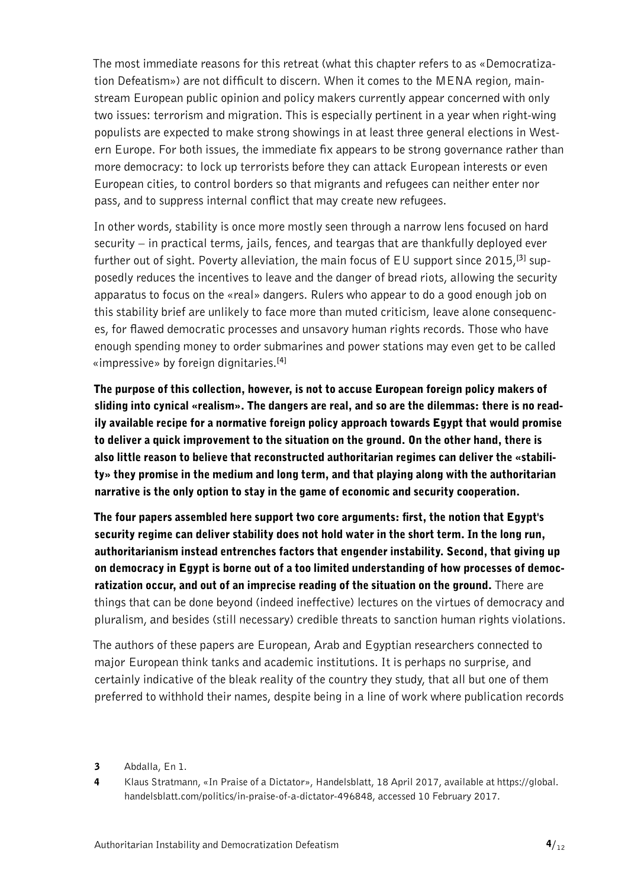The most immediate reasons for this retreat (what this chapter refers to as «Democratization Defeatism») are not difficult to discern. When it comes to the MENA region, mainstream European public opinion and policy makers currently appear concerned with only two issues: terrorism and migration. This is especially pertinent in a year when right-wing populists are expected to make strong showings in at least three general elections in Western Europe. For both issues, the immediate fix appears to be strong governance rather than more democracy: to lock up terrorists before they can attack European interests or even European cities, to control borders so that migrants and refugees can neither enter nor pass, and to suppress internal conflict that may create new refugees.

In other words, stability is once more mostly seen through a narrow lens focused on hard security – in practical terms, jails, fences, and teargas that are thankfully deployed ever further out of sight. Poverty alleviation, the main focus of EU support since 2015,[3] supposedly reduces the incentives to leave and the danger of bread riots, allowing the security apparatus to focus on the «real» dangers. Rulers who appear to do a good enough job on this stability brief are unlikely to face more than muted criticism, leave alone consequences, for flawed democratic processes and unsavory human rights records. Those who have enough spending money to order submarines and power stations may even get to be called «impressive» by foreign dignitaries.[4]

**The purpose of this collection, however, is not to accuse European foreign policy makers of sliding into cynical «realism». The dangers are real, and so are the dilemmas: there is no readily available recipe for a normative foreign policy approach towards Egypt that would promise to deliver a quick improvement to the situation on the ground. On the other hand, there is also little reason to believe that reconstructed authoritarian regimes can deliver the «stability» they promise in the medium and long term, and that playing along with the authoritarian narrative is the only option to stay in the game of economic and security cooperation.**

**The four papers assembled here support two core arguments: first, the notion that Egypt's security regime can deliver stability does not hold water in the short term. In the long run, authoritarianism instead entrenches factors that engender instability. Second, that giving up on democracy in Egypt is borne out of a too limited understanding of how processes of democratization occur, and out of an imprecise reading of the situation on the ground.** There are things that can be done beyond (indeed ineffective) lectures on the virtues of democracy and pluralism, and besides (still necessary) credible threats to sanction human rights violations.

The authors of these papers are European, Arab and Egyptian researchers connected to major European think tanks and academic institutions. It is perhaps no surprise, and certainly indicative of the bleak reality of the country they study, that all but one of them preferred to withhold their names, despite being in a line of work where publication records

---

**3** Abdalla, En 1.

**4** Klaus Stratmann, «In Praise of a Dictator», Handelsblatt, 18 April 2017, available at https://global.handelsblatt.com/politics/in-praise-of-a-dictator-496848, accessed 10 February 2017.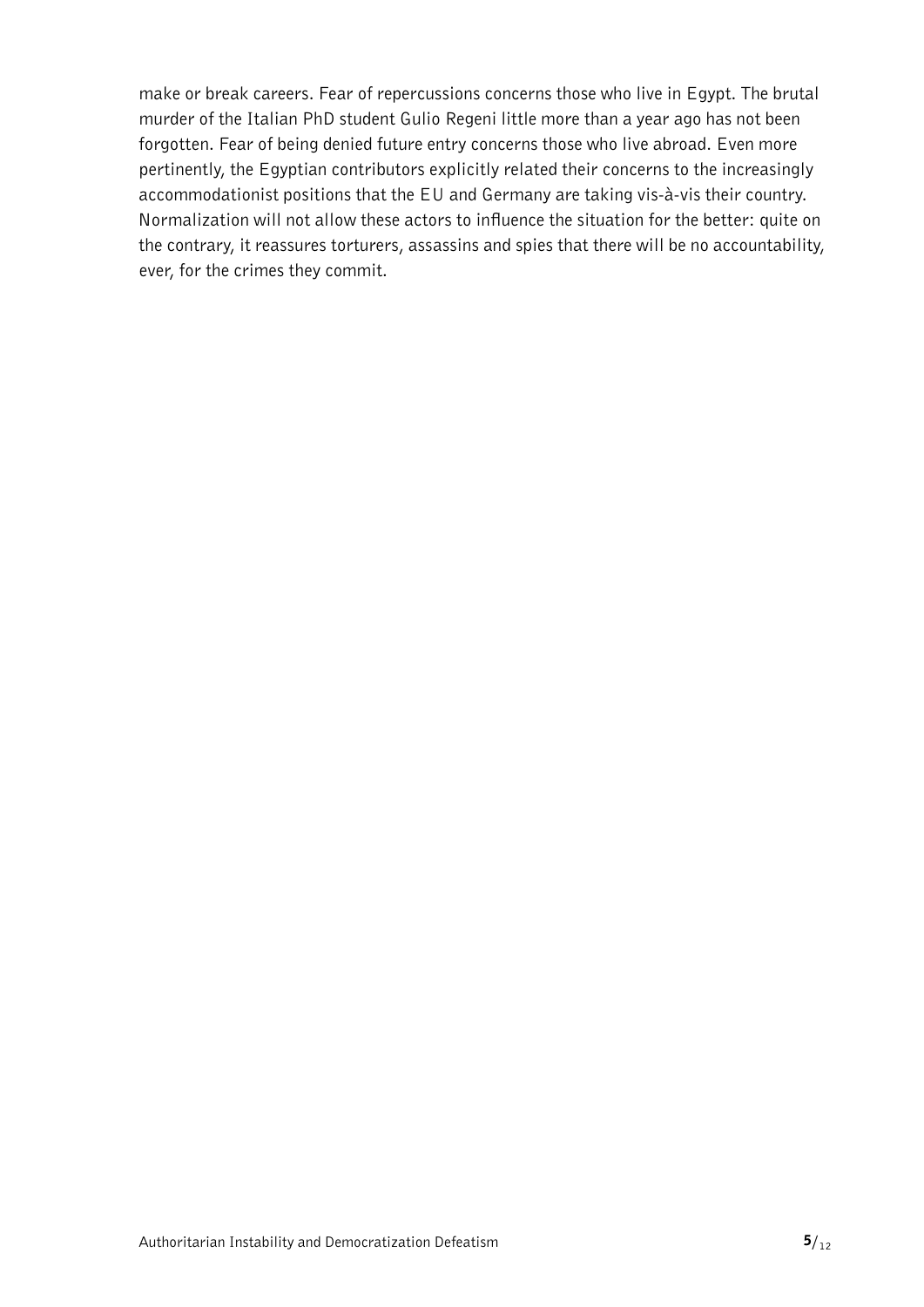make or break careers. Fear of repercussions concerns those who live in Egypt. The brutal murder of the Italian PhD student Gulio Regeni little more than a year ago has not been forgotten. Fear of being denied future entry concerns those who live abroad. Even more pertinently, the Egyptian contributors explicitly related their concerns to the increasingly accommodationist positions that the EU and Germany are taking vis-à-vis their country. Normalization will not allow these actors to influence the situation for the better: quite on the contrary, it reassures torturers, assassins and spies that there will be no accountability, ever, for the crimes they commit.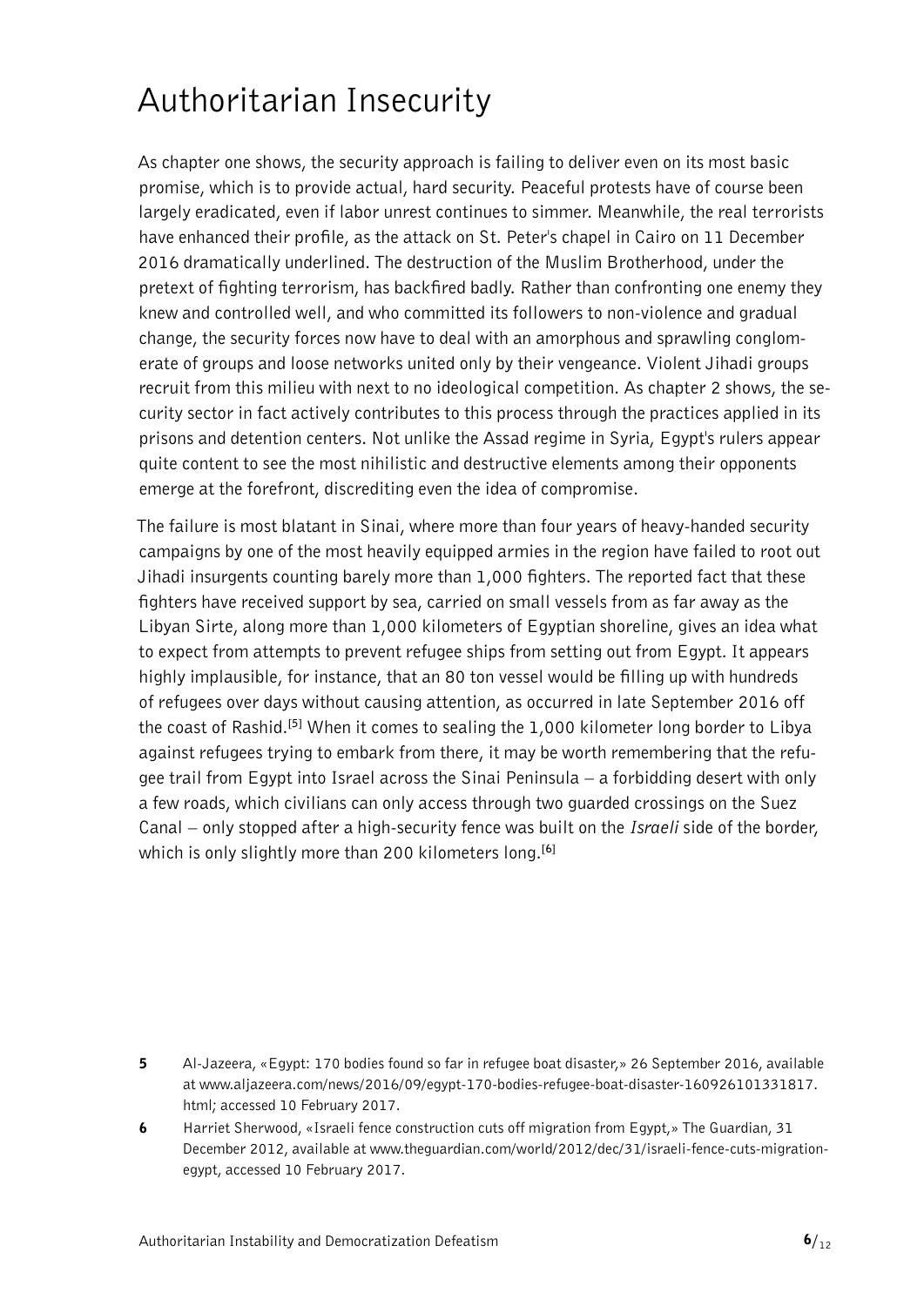# Authoritarian Insecurity

As chapter one shows, the security approach is failing to deliver even on its most basic promise, which is to provide actual, hard security. Peaceful protests have of course been largely eradicated, even if labor unrest continues to simmer. Meanwhile, the real terrorists have enhanced their profile, as the attack on St. Peter's chapel in Cairo on 11 December 2016 dramatically underlined. The destruction of the Muslim Brotherhood, under the pretext of fighting terrorism, has backfired badly. Rather than confronting one enemy they knew and controlled well, and who committed its followers to non-violence and gradual change, the security forces now have to deal with an amorphous and sprawling conglomerate of groups and loose networks united only by their vengeance. Violent Jihadi groups recruit from this milieu with next to no ideological competition. As chapter 2 shows, the security sector in fact actively contributes to this process through the practices applied in its prisons and detention centers. Not unlike the Assad regime in Syria, Egypt's rulers appear quite content to see the most nihilistic and destructive elements among their opponents emerge at the forefront, discrediting even the idea of compromise.

The failure is most blatant in Sinai, where more than four years of heavy-handed security campaigns by one of the most heavily equipped armies in the region have failed to root out Jihadi insurgents counting barely more than 1,000 fighters. The reported fact that these fighters have received support by sea, carried on small vessels from as far away as the Libyan Sirte, along more than 1,000 kilometers of Egyptian shoreline, gives an idea what to expect from attempts to prevent refugee ships from setting out from Egypt. It appears highly implausible, for instance, that an 80 ton vessel would be filling up with hundreds of refugees over days without causing attention, as occurred in late September 2016 off the coast of Rashid.[5] When it comes to sealing the 1,000 kilometer long border to Libya against refugees trying to embark from there, it may be worth remembering that the refugee trail from Egypt into Israel across the Sinai Peninsula – a forbidding desert with only a few roads, which civilians can only access through two guarded crossings on the Suez Canal – only stopped after a high-security fence was built on the *Israeli* side of the border, which is only slightly more than 200 kilometers long.[6]

---

**5** Al-Jazeera, «Egypt: 170 bodies found so far in refugee boat disaster,» 26 September 2016, available at www.aljazeera.com/news/2016/09/egypt-170-bodies-refugee-boat-disaster-160926101331817.html; accessed 10 February 2017.

**6** Harriet Sherwood, «Israeli fence construction cuts off migration from Egypt,» The Guardian, 31 December 2012, available at www.theguardian.com/world/2012/dec/31/israeli-fence-cuts-migration-egypt, accessed 10 February 2017.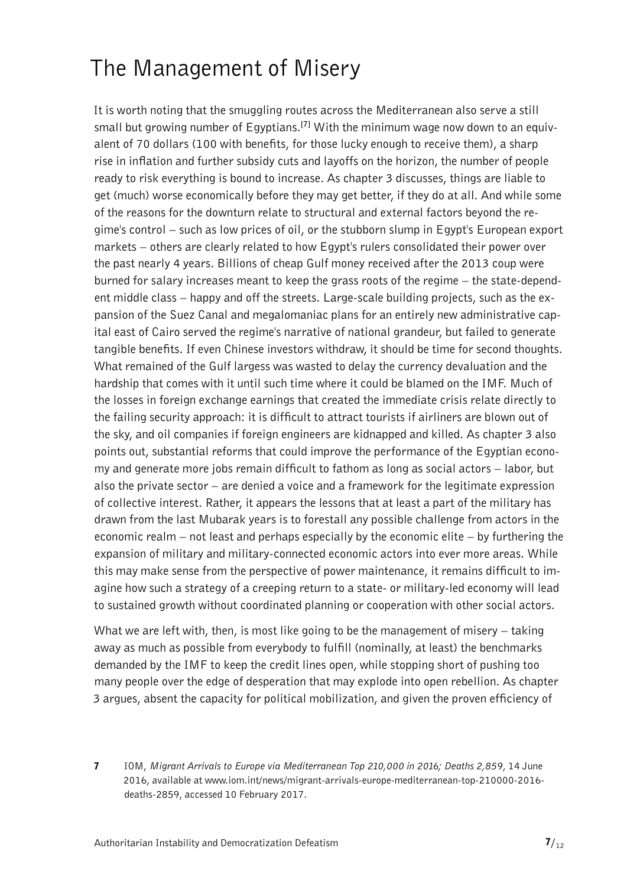## The Management of Misery

It is worth noting that the smuggling routes across the Mediterranean also serve a still small but growing number of Egyptians.[7] With the minimum wage now down to an equivalent of 70 dollars (100 with benefits, for those lucky enough to receive them), a sharp rise in inflation and further subsidy cuts and layoffs on the horizon, the number of people ready to risk everything is bound to increase. As chapter 3 discusses, things are liable to get (much) worse economically before they may get better, if they do at all. And while some of the reasons for the downturn relate to structural and external factors beyond the regime's control – such as low prices of oil, or the stubborn slump in Egypt's European export markets – others are clearly related to how Egypt's rulers consolidated their power over the past nearly 4 years. Billions of cheap Gulf money received after the 2013 coup were burned for salary increases meant to keep the grass roots of the regime – the state-dependent middle class – happy and off the streets. Large-scale building projects, such as the expansion of the Suez Canal and megalomaniac plans for an entirely new administrative capital east of Cairo served the regime's narrative of national grandeur, but failed to generate tangible benefits. If even Chinese investors withdraw, it should be time for second thoughts. What remained of the Gulf largess was wasted to delay the currency devaluation and the hardship that comes with it until such time where it could be blamed on the IMF. Much of the losses in foreign exchange earnings that created the immediate crisis relate directly to the failing security approach: it is difficult to attract tourists if airliners are blown out of the sky, and oil companies if foreign engineers are kidnapped and killed. As chapter 3 also points out, substantial reforms that could improve the performance of the Egyptian economy and generate more jobs remain difficult to fathom as long as social actors – labor, but also the private sector – are denied a voice and a framework for the legitimate expression of collective interest. Rather, it appears the lessons that at least a part of the military has drawn from the last Mubarak years is to forestall any possible challenge from actors in the economic realm – not least and perhaps especially by the economic elite – by furthering the expansion of military and military-connected economic actors into ever more areas. While this may make sense from the perspective of power maintenance, it remains difficult to imagine how such a strategy of a creeping return to a state- or military-led economy will lead to sustained growth without coordinated planning or cooperation with other social actors.

What we are left with, then, is most like going to be the management of misery – taking away as much as possible from everybody to fulfill (nominally, at least) the benchmarks demanded by the IMF to keep the credit lines open, while stopping short of pushing too many people over the edge of desperation that may explode into open rebellion. As chapter 3 argues, absent the capacity for political mobilization, and given the proven efficiency of

7 IOM, *Migrant Arrivals to Europe via Mediterranean Top 210,000 in 2016; Deaths 2,859*, 14 June 2016, available at www.iom.int/news/migrant-arrivals-europe-mediterranean-top-210000-2016-deaths-2859, accessed 10 February 2017.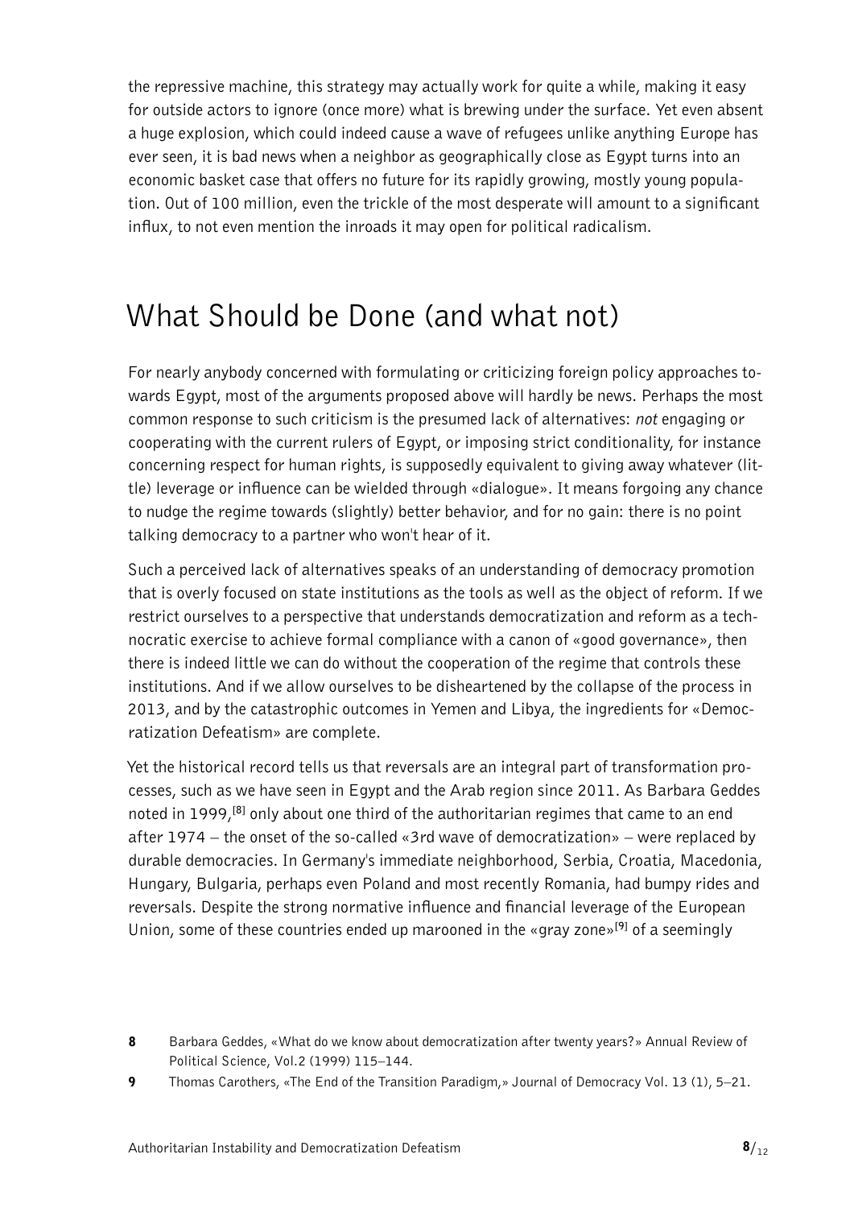the repressive machine, this strategy may actually work for quite a while, making it easy for outside actors to ignore (once more) what is brewing under the surface. Yet even absent a huge explosion, which could indeed cause a wave of refugees unlike anything Europe has ever seen, it is bad news when a neighbor as geographically close as Egypt turns into an economic basket case that offers no future for its rapidly growing, mostly young population. Out of 100 million, even the trickle of the most desperate will amount to a significant influx, to not even mention the inroads it may open for political radicalism.

## What Should be Done (and what not)

For nearly anybody concerned with formulating or criticizing foreign policy approaches towards Egypt, most of the arguments proposed above will hardly be news. Perhaps the most common response to such criticism is the presumed lack of alternatives: *not* engaging or cooperating with the current rulers of Egypt, or imposing strict conditionality, for instance concerning respect for human rights, is supposedly equivalent to giving away whatever (little) leverage or influence can be wielded through «dialogue». It means forgoing any chance to nudge the regime towards (slightly) better behavior, and for no gain: there is no point talking democracy to a partner who won't hear of it.

Such a perceived lack of alternatives speaks of an understanding of democracy promotion that is overly focused on state institutions as the tools as well as the object of reform. If we restrict ourselves to a perspective that understands democratization and reform as a technocratic exercise to achieve formal compliance with a canon of «good governance», then there is indeed little we can do without the cooperation of the regime that controls these institutions. And if we allow ourselves to be disheartened by the collapse of the process in 2013, and by the catastrophic outcomes in Yemen and Libya, the ingredients for «Democratization Defeatism» are complete.

Yet the historical record tells us that reversals are an integral part of transformation processes, such as we have seen in Egypt and the Arab region since 2011. As Barbara Geddes noted in 1999,[8] only about one third of the authoritarian regimes that came to an end after 1974 – the onset of the so-called «3rd wave of democratization» – were replaced by durable democracies. In Germany's immediate neighborhood, Serbia, Croatia, Macedonia, Hungary, Bulgaria, perhaps even Poland and most recently Romania, had bumpy rides and reversals. Despite the strong normative influence and financial leverage of the European Union, some of these countries ended up marooned in the «gray zone»[9] of a seemingly

**8** Barbara Geddes, «What do we know about democratization after twenty years?» Annual Review of Political Science, Vol.2 (1999) 115–144.

**9** Thomas Carothers, «The End of the Transition Paradigm,» Journal of Democracy Vol. 13 (1), 5–21.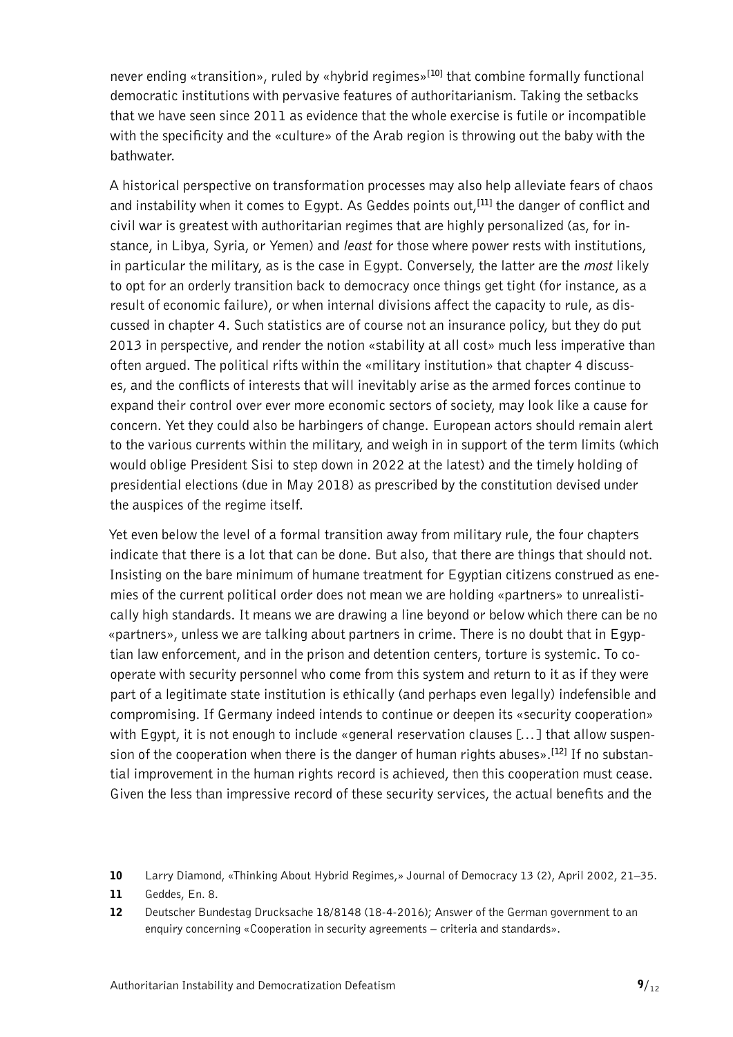never ending «transition», ruled by «hybrid regimes»[10] that combine formally functional democratic institutions with pervasive features of authoritarianism. Taking the setbacks that we have seen since 2011 as evidence that the whole exercise is futile or incompatible with the specificity and the «culture» of the Arab region is throwing out the baby with the bathwater.

A historical perspective on transformation processes may also help alleviate fears of chaos and instability when it comes to Egypt. As Geddes points out,[11] the danger of conflict and civil war is greatest with authoritarian regimes that are highly personalized (as, for instance, in Libya, Syria, or Yemen) and *least* for those where power rests with institutions, in particular the military, as is the case in Egypt. Conversely, the latter are the *most* likely to opt for an orderly transition back to democracy once things get tight (for instance, as a result of economic failure), or when internal divisions affect the capacity to rule, as discussed in chapter 4. Such statistics are of course not an insurance policy, but they do put 2013 in perspective, and render the notion «stability at all cost» much less imperative than often argued. The political rifts within the «military institution» that chapter 4 discusses, and the conflicts of interests that will inevitably arise as the armed forces continue to expand their control over ever more economic sectors of society, may look like a cause for concern. Yet they could also be harbingers of change. European actors should remain alert to the various currents within the military, and weigh in in support of the term limits (which would oblige President Sisi to step down in 2022 at the latest) and the timely holding of presidential elections (due in May 2018) as prescribed by the constitution devised under the auspices of the regime itself.

Yet even below the level of a formal transition away from military rule, the four chapters indicate that there is a lot that can be done. But also, that there are things that should not. Insisting on the bare minimum of humane treatment for Egyptian citizens construed as enemies of the current political order does not mean we are holding «partners» to unrealistically high standards. It means we are drawing a line beyond or below which there can be no «partners», unless we are talking about partners in crime. There is no doubt that in Egyptian law enforcement, and in the prison and detention centers, torture is systemic. To cooperate with security personnel who come from this system and return to it as if they were part of a legitimate state institution is ethically (and perhaps even legally) indefensible and compromising. If Germany indeed intends to continue or deepen its «security cooperation» with Egypt, it is not enough to include «general reservation clauses […] that allow suspension of the cooperation when there is the danger of human rights abuses».[12] If no substantial improvement in the human rights record is achieved, then this cooperation must cease. Given the less than impressive record of these security services, the actual benefits and the

10 Larry Diamond, «Thinking About Hybrid Regimes,» Journal of Democracy 13 (2), April 2002, 21–35.

11 Geddes, En. 8.

12 Deutscher Bundestag Drucksache 18/8148 (18-4-2016); Answer of the German government to an enquiry concerning «Cooperation in security agreements – criteria and standards».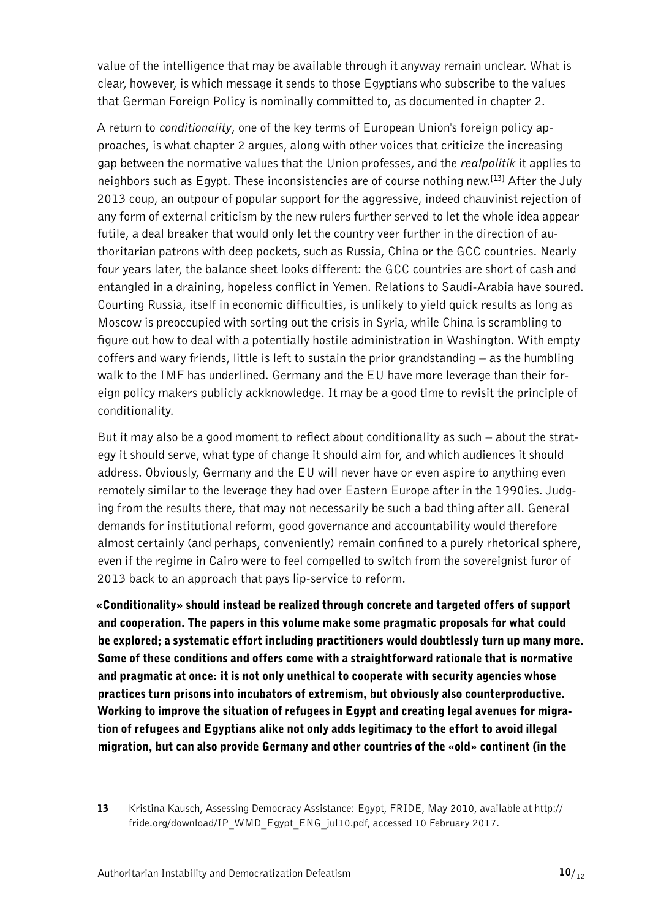value of the intelligence that may be available through it anyway remain unclear. What is clear, however, is which message it sends to those Egyptians who subscribe to the values that German Foreign Policy is nominally committed to, as documented in chapter 2.

A return to *conditionality*, one of the key terms of European Union's foreign policy approaches, is what chapter 2 argues, along with other voices that criticize the increasing gap between the normative values that the Union professes, and the *realpolitik* it applies to neighbors such as Egypt. These inconsistencies are of course nothing new.[13] After the July 2013 coup, an outpour of popular support for the aggressive, indeed chauvinist rejection of any form of external criticism by the new rulers further served to let the whole idea appear futile, a deal breaker that would only let the country veer further in the direction of authoritarian patrons with deep pockets, such as Russia, China or the GCC countries. Nearly four years later, the balance sheet looks different: the GCC countries are short of cash and entangled in a draining, hopeless conflict in Yemen. Relations to Saudi-Arabia have soured. Courting Russia, itself in economic difficulties, is unlikely to yield quick results as long as Moscow is preoccupied with sorting out the crisis in Syria, while China is scrambling to figure out how to deal with a potentially hostile administration in Washington. With empty coffers and wary friends, little is left to sustain the prior grandstanding – as the humbling walk to the IMF has underlined. Germany and the EU have more leverage than their foreign policy makers publicly ackknowledge. It may be a good time to revisit the principle of conditionality.

But it may also be a good moment to reflect about conditionality as such – about the strategy it should serve, what type of change it should aim for, and which audiences it should address. Obviously, Germany and the EU will never have or even aspire to anything even remotely similar to the leverage they had over Eastern Europe after in the 1990ies. Judging from the results there, that may not necessarily be such a bad thing after all. General demands for institutional reform, good governance and accountability would therefore almost certainly (and perhaps, conveniently) remain confined to a purely rhetorical sphere, even if the regime in Cairo were to feel compelled to switch from the sovereignist furor of 2013 back to an approach that pays lip-service to reform.

**«Conditionality» should instead be realized through concrete and targeted offers of support and cooperation. The papers in this volume make some pragmatic proposals for what could be explored; a systematic effort including practitioners would doubtlessly turn up many more. Some of these conditions and offers come with a straightforward rationale that is normative and pragmatic at once: it is not only unethical to cooperate with security agencies whose practices turn prisons into incubators of extremism, but obviously also counterproductive. Working to improve the situation of refugees in Egypt and creating legal avenues for migration of refugees and Egyptians alike not only adds legitimacy to the effort to avoid illegal migration, but can also provide Germany and other countries of the «old» continent (in the**

13 Kristina Kausch, Assessing Democracy Assistance: Egypt, FRIDE, May 2010, available at http://fride.org/download/IP_WMD_Egypt_ENG_jul10.pdf, accessed 10 February 2017.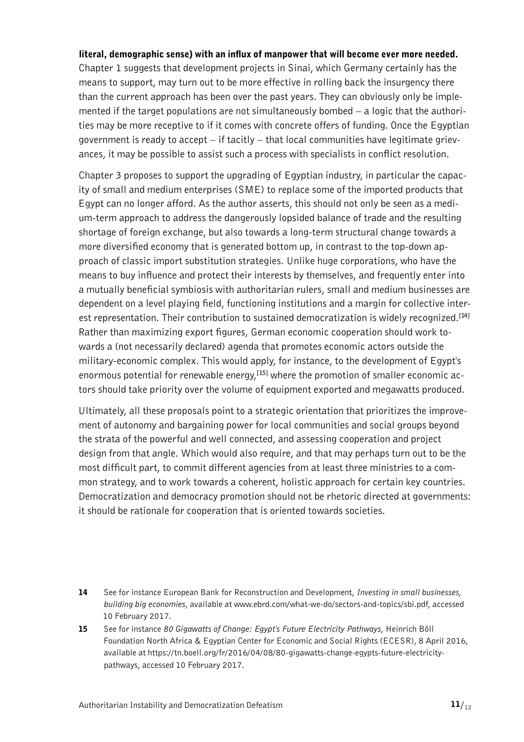**literal, demographic sense) with an influx of manpower that will become ever more needed.** Chapter 1 suggests that development projects in Sinai, which Germany certainly has the means to support, may turn out to be more effective in rolling back the insurgency there than the current approach has been over the past years. They can obviously only be implemented if the target populations are not simultaneously bombed – a logic that the authorities may be more receptive to if it comes with concrete offers of funding. Once the Egyptian government is ready to accept – if tacitly – that local communities have legitimate grievances, it may be possible to assist such a process with specialists in conflict resolution.

Chapter 3 proposes to support the upgrading of Egyptian industry, in particular the capacity of small and medium enterprises (SME) to replace some of the imported products that Egypt can no longer afford. As the author asserts, this should not only be seen as a medium-term approach to address the dangerously lopsided balance of trade and the resulting shortage of foreign exchange, but also towards a long-term structural change towards a more diversified economy that is generated bottom up, in contrast to the top-down approach of classic import substitution strategies. Unlike huge corporations, who have the means to buy influence and protect their interests by themselves, and frequently enter into a mutually beneficial symbiosis with authoritarian rulers, small and medium businesses are dependent on a level playing field, functioning institutions and a margin for collective interest representation. Their contribution to sustained democratization is widely recognized.[14] Rather than maximizing export figures, German economic cooperation should work towards a (not necessarily declared) agenda that promotes economic actors outside the military-economic complex. This would apply, for instance, to the development of Egypt's enormous potential for renewable energy,[15] where the promotion of smaller economic actors should take priority over the volume of equipment exported and megawatts produced.

Ultimately, all these proposals point to a strategic orientation that prioritizes the improvement of autonomy and bargaining power for local communities and social groups beyond the strata of the powerful and well connected, and assessing cooperation and project design from that angle. Which would also require, and that may perhaps turn out to be the most difficult part, to commit different agencies from at least three ministries to a common strategy, and to work towards a coherent, holistic approach for certain key countries. Democratization and democracy promotion should not be rhetoric directed at governments: it should be rationale for cooperation that is oriented towards societies.

**14** See for instance European Bank for Reconstruction and Development, *Investing in small businesses, building big economies*, available at www.ebrd.com/what-we-do/sectors-and-topics/sbi.pdf, accessed 10 February 2017.

**15** See for instance *80 Gigawatts of Change: Egypt's Future Electricity Pathways*, Heinrich Böll Foundation North Africa & Egyptian Center for Economic and Social Rights (ECESR), 8 April 2016, available at https://tn.boell.org/fr/2016/04/08/80-gigawatts-change-egypts-future-electricity-pathways, accessed 10 February 2017.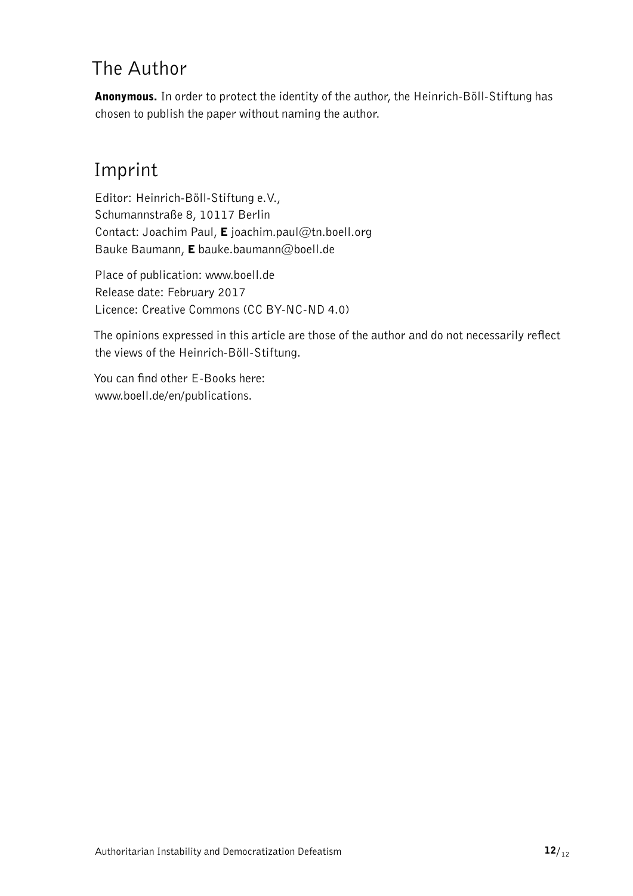## The Author

**Anonymous.** In order to protect the identity of the author, the Heinrich-Böll-Stiftung has chosen to publish the paper without naming the author.

## Imprint

Editor: Heinrich-Böll-Stiftung e.V.,
Schumannstraße 8, 10117 Berlin
Contact: Joachim Paul, **E** joachim.paul@tn.boell.org
Bauke Baumann, **E** bauke.baumann@boell.de

Place of publication: www.boell.de
Release date: February 2017
Licence: Creative Commons (CC BY-NC-ND 4.0)

The opinions expressed in this article are those of the author and do not necessarily reflect the views of the Heinrich-Böll-Stiftung.

You can find other E-Books here:
www.boell.de/en/publications.